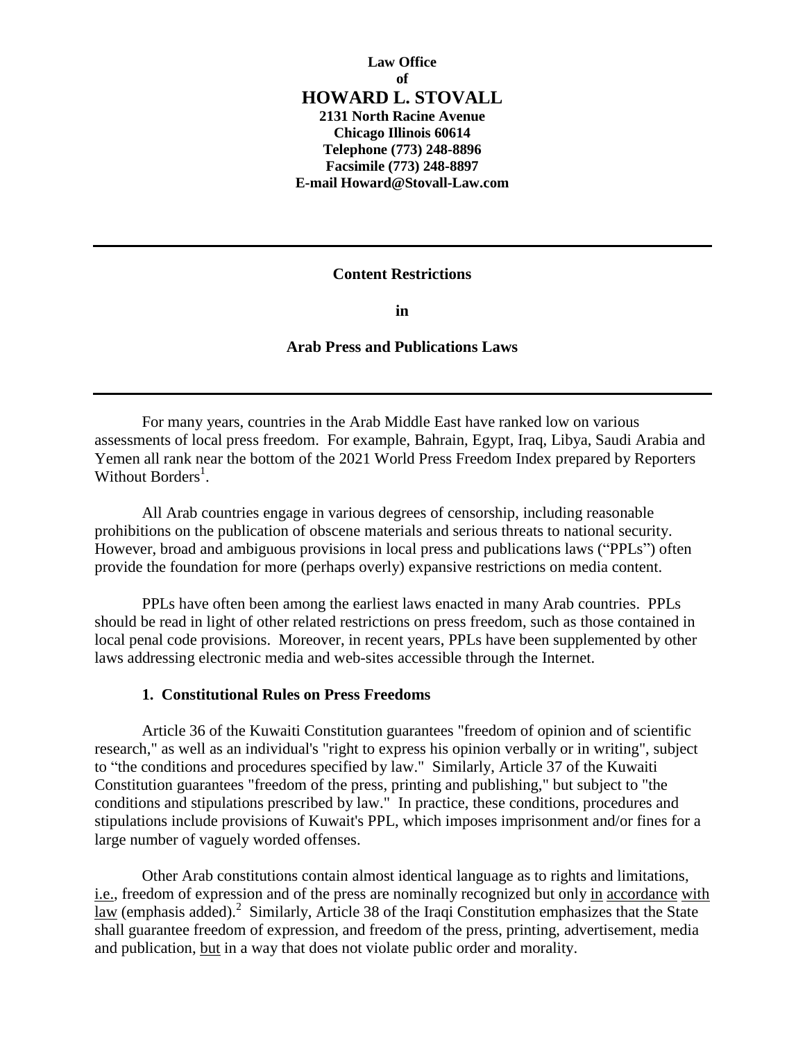**Law Office**
**of**
**HOWARD L. STOVALL**
**2131 North Racine Avenue**
**Chicago Illinois 60614**
**Telephone (773) 248-8896**
**Facsimile (773) 248-8897**
**E-mail Howard@Stovall-Law.com**

---

# Content Restrictions in Arab Press and Publications Laws

---

For many years, countries in the Arab Middle East have ranked low on various assessments of local press freedom. For example, Bahrain, Egypt, Iraq, Libya, Saudi Arabia and Yemen all rank near the bottom of the 2021 World Press Freedom Index prepared by Reporters Without Borders[1].

All Arab countries engage in various degrees of censorship, including reasonable prohibitions on the publication of obscene materials and serious threats to national security. However, broad and ambiguous provisions in local press and publications laws ("PPLs") often provide the foundation for more (perhaps overly) expansive restrictions on media content.

PPLs have often been among the earliest laws enacted in many Arab countries. PPLs should be read in light of other related restrictions on press freedom, such as those contained in local penal code provisions. Moreover, in recent years, PPLs have been supplemented by other laws addressing electronic media and web-sites accessible through the Internet.

## 1. Constitutional Rules on Press Freedoms

Article 36 of the Kuwaiti Constitution guarantees "freedom of opinion and of scientific research," as well as an individual's "right to express his opinion verbally or in writing", subject to "the conditions and procedures specified by law." Similarly, Article 37 of the Kuwaiti Constitution guarantees "freedom of the press, printing and publishing," but subject to "the conditions and stipulations prescribed by law." In practice, these conditions, procedures and stipulations include provisions of Kuwait's PPL, which imposes imprisonment and/or fines for a large number of vaguely worded offenses.

Other Arab constitutions contain almost identical language as to rights and limitations, i.e., freedom of expression and of the press are nominally recognized but only in accordance with law (emphasis added).[2] Similarly, Article 38 of the Iraqi Constitution emphasizes that the State shall guarantee freedom of expression, and freedom of the press, printing, advertisement, media and publication, but in a way that does not violate public order and morality.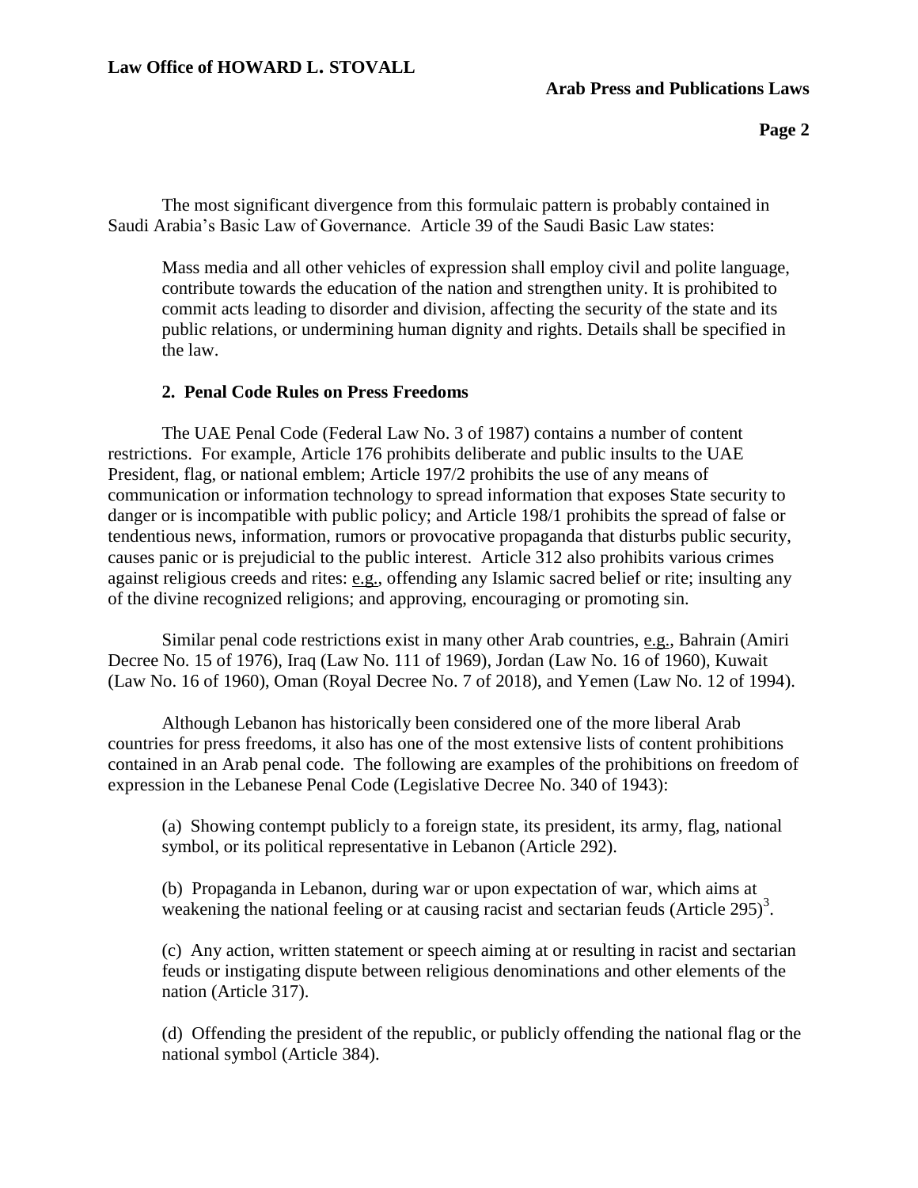The most significant divergence from this formulaic pattern is probably contained in Saudi Arabia's Basic Law of Governance. Article 39 of the Saudi Basic Law states:

> Mass media and all other vehicles of expression shall employ civil and polite language, contribute towards the education of the nation and strengthen unity. It is prohibited to commit acts leading to disorder and division, affecting the security of the state and its public relations, or undermining human dignity and rights. Details shall be specified in the law.

### 2. Penal Code Rules on Press Freedoms

The UAE Penal Code (Federal Law No. 3 of 1987) contains a number of content restrictions. For example, Article 176 prohibits deliberate and public insults to the UAE President, flag, or national emblem; Article 197/2 prohibits the use of any means of communication or information technology to spread information that exposes State security to danger or is incompatible with public policy; and Article 198/1 prohibits the spread of false or tendentious news, information, rumors or provocative propaganda that disturbs public security, causes panic or is prejudicial to the public interest. Article 312 also prohibits various crimes against religious creeds and rites: e.g., offending any Islamic sacred belief or rite; insulting any of the divine recognized religions; and approving, encouraging or promoting sin.

Similar penal code restrictions exist in many other Arab countries, e.g., Bahrain (Amiri Decree No. 15 of 1976), Iraq (Law No. 111 of 1969), Jordan (Law No. 16 of 1960), Kuwait (Law No. 16 of 1960), Oman (Royal Decree No. 7 of 2018), and Yemen (Law No. 12 of 1994).

Although Lebanon has historically been considered one of the more liberal Arab countries for press freedoms, it also has one of the most extensive lists of content prohibitions contained in an Arab penal code. The following are examples of the prohibitions on freedom of expression in the Lebanese Penal Code (Legislative Decree No. 340 of 1943):

(a) Showing contempt publicly to a foreign state, its president, its army, flag, national symbol, or its political representative in Lebanon (Article 292).

(b) Propaganda in Lebanon, during war or upon expectation of war, which aims at weakening the national feeling or at causing racist and sectarian feuds (Article 295)[3].

(c) Any action, written statement or speech aiming at or resulting in racist and sectarian feuds or instigating dispute between religious denominations and other elements of the nation (Article 317).

(d) Offending the president of the republic, or publicly offending the national flag or the national symbol (Article 384).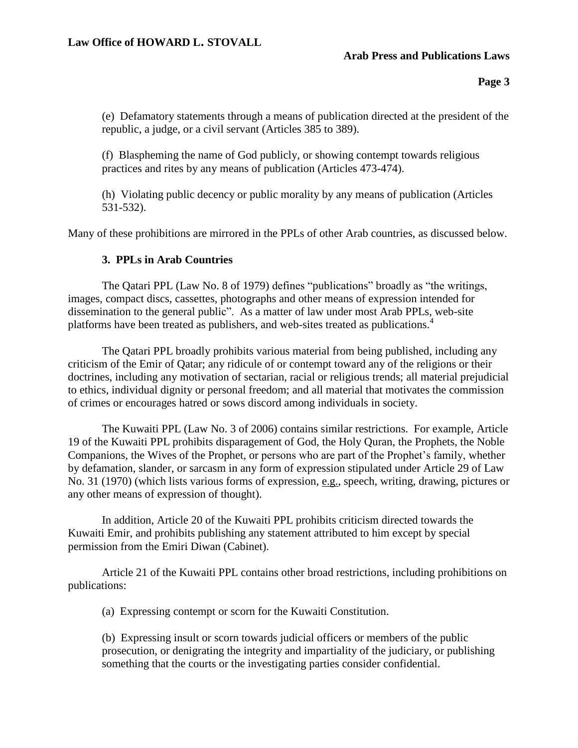(e) Defamatory statements through a means of publication directed at the president of the republic, a judge, or a civil servant (Articles 385 to 389).

(f) Blaspheming the name of God publicly, or showing contempt towards religious practices and rites by any means of publication (Articles 473-474).

(h) Violating public decency or public morality by any means of publication (Articles 531-532).

Many of these prohibitions are mirrored in the PPLs of other Arab countries, as discussed below.

### 3. PPLs in Arab Countries

The Qatari PPL (Law No. 8 of 1979) defines "publications" broadly as "the writings, images, compact discs, cassettes, photographs and other means of expression intended for dissemination to the general public". As a matter of law under most Arab PPLs, web-site platforms have been treated as publishers, and web-sites treated as publications.[4]

The Qatari PPL broadly prohibits various material from being published, including any criticism of the Emir of Qatar; any ridicule of or contempt toward any of the religions or their doctrines, including any motivation of sectarian, racial or religious trends; all material prejudicial to ethics, individual dignity or personal freedom; and all material that motivates the commission of crimes or encourages hatred or sows discord among individuals in society.

The Kuwaiti PPL (Law No. 3 of 2006) contains similar restrictions. For example, Article 19 of the Kuwaiti PPL prohibits disparagement of God, the Holy Quran, the Prophets, the Noble Companions, the Wives of the Prophet, or persons who are part of the Prophet's family, whether by defamation, slander, or sarcasm in any form of expression stipulated under Article 29 of Law No. 31 (1970) (which lists various forms of expression, e.g., speech, writing, drawing, pictures or any other means of expression of thought).

In addition, Article 20 of the Kuwaiti PPL prohibits criticism directed towards the Kuwaiti Emir, and prohibits publishing any statement attributed to him except by special permission from the Emiri Diwan (Cabinet).

Article 21 of the Kuwaiti PPL contains other broad restrictions, including prohibitions on publications:

(a) Expressing contempt or scorn for the Kuwaiti Constitution.

(b) Expressing insult or scorn towards judicial officers or members of the public prosecution, or denigrating the integrity and impartiality of the judiciary, or publishing something that the courts or the investigating parties consider confidential.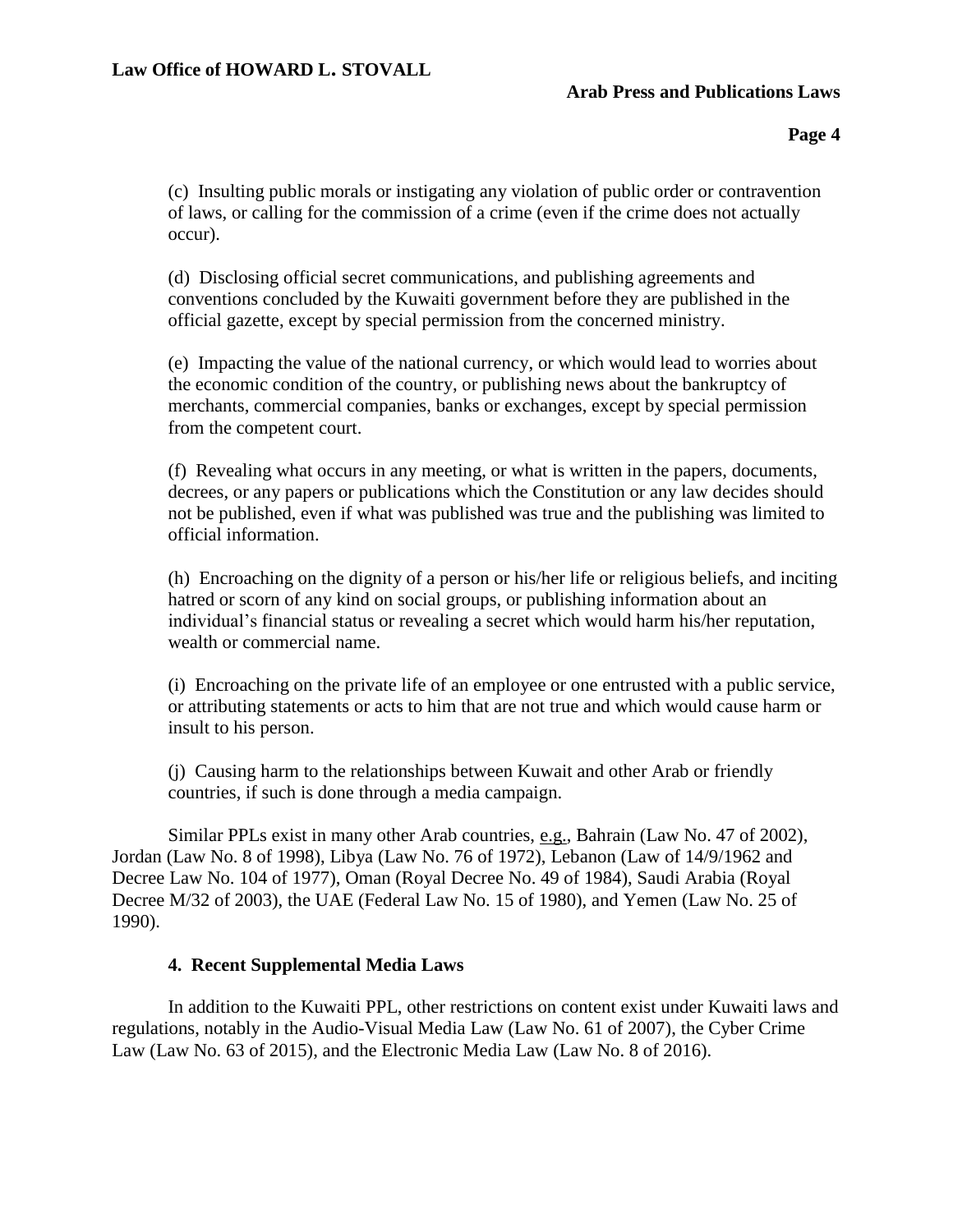(c) Insulting public morals or instigating any violation of public order or contravention of laws, or calling for the commission of a crime (even if the crime does not actually occur).

(d) Disclosing official secret communications, and publishing agreements and conventions concluded by the Kuwaiti government before they are published in the official gazette, except by special permission from the concerned ministry.

(e) Impacting the value of the national currency, or which would lead to worries about the economic condition of the country, or publishing news about the bankruptcy of merchants, commercial companies, banks or exchanges, except by special permission from the competent court.

(f) Revealing what occurs in any meeting, or what is written in the papers, documents, decrees, or any papers or publications which the Constitution or any law decides should not be published, even if what was published was true and the publishing was limited to official information.

(h) Encroaching on the dignity of a person or his/her life or religious beliefs, and inciting hatred or scorn of any kind on social groups, or publishing information about an individual's financial status or revealing a secret which would harm his/her reputation, wealth or commercial name.

(i) Encroaching on the private life of an employee or one entrusted with a public service, or attributing statements or acts to him that are not true and which would cause harm or insult to his person.

(j) Causing harm to the relationships between Kuwait and other Arab or friendly countries, if such is done through a media campaign.

Similar PPLs exist in many other Arab countries, e.g., Bahrain (Law No. 47 of 2002), Jordan (Law No. 8 of 1998), Libya (Law No. 76 of 1972), Lebanon (Law of 14/9/1962 and Decree Law No. 104 of 1977), Oman (Royal Decree No. 49 of 1984), Saudi Arabia (Royal Decree M/32 of 2003), the UAE (Federal Law No. 15 of 1980), and Yemen (Law No. 25 of 1990).

### 4. Recent Supplemental Media Laws

In addition to the Kuwaiti PPL, other restrictions on content exist under Kuwaiti laws and regulations, notably in the Audio-Visual Media Law (Law No. 61 of 2007), the Cyber Crime Law (Law No. 63 of 2015), and the Electronic Media Law (Law No. 8 of 2016).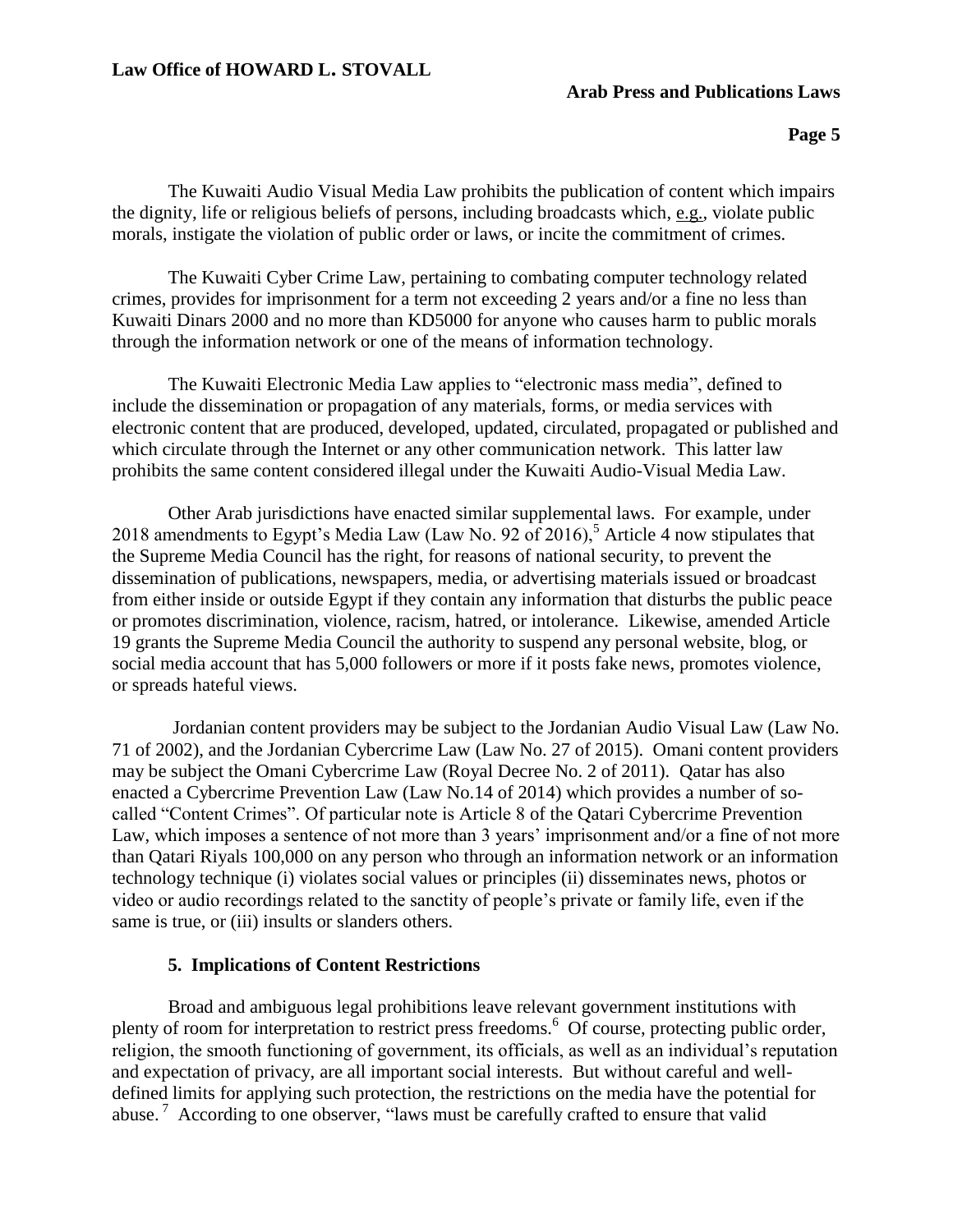The Kuwaiti Audio Visual Media Law prohibits the publication of content which impairs the dignity, life or religious beliefs of persons, including broadcasts which, e.g., violate public morals, instigate the violation of public order or laws, or incite the commitment of crimes.

The Kuwaiti Cyber Crime Law, pertaining to combating computer technology related crimes, provides for imprisonment for a term not exceeding 2 years and/or a fine no less than Kuwaiti Dinars 2000 and no more than KD5000 for anyone who causes harm to public morals through the information network or one of the means of information technology.

The Kuwaiti Electronic Media Law applies to "electronic mass media", defined to include the dissemination or propagation of any materials, forms, or media services with electronic content that are produced, developed, updated, circulated, propagated or published and which circulate through the Internet or any other communication network. This latter law prohibits the same content considered illegal under the Kuwaiti Audio-Visual Media Law.

Other Arab jurisdictions have enacted similar supplemental laws. For example, under 2018 amendments to Egypt's Media Law (Law No. 92 of 2016),[5] Article 4 now stipulates that the Supreme Media Council has the right, for reasons of national security, to prevent the dissemination of publications, newspapers, media, or advertising materials issued or broadcast from either inside or outside Egypt if they contain any information that disturbs the public peace or promotes discrimination, violence, racism, hatred, or intolerance. Likewise, amended Article 19 grants the Supreme Media Council the authority to suspend any personal website, blog, or social media account that has 5,000 followers or more if it posts fake news, promotes violence, or spreads hateful views.

Jordanian content providers may be subject to the Jordanian Audio Visual Law (Law No. 71 of 2002), and the Jordanian Cybercrime Law (Law No. 27 of 2015). Omani content providers may be subject the Omani Cybercrime Law (Royal Decree No. 2 of 2011). Qatar has also enacted a Cybercrime Prevention Law (Law No.14 of 2014) which provides a number of so-called "Content Crimes". Of particular note is Article 8 of the Qatari Cybercrime Prevention Law, which imposes a sentence of not more than 3 years' imprisonment and/or a fine of not more than Qatari Riyals 100,000 on any person who through an information network or an information technology technique (i) violates social values or principles (ii) disseminates news, photos or video or audio recordings related to the sanctity of people's private or family life, even if the same is true, or (iii) insults or slanders others.

### 5. Implications of Content Restrictions

Broad and ambiguous legal prohibitions leave relevant government institutions with plenty of room for interpretation to restrict press freedoms.[6] Of course, protecting public order, religion, the smooth functioning of government, its officials, as well as an individual's reputation and expectation of privacy, are all important social interests. But without careful and well-defined limits for applying such protection, the restrictions on the media have the potential for abuse.[7] According to one observer, "laws must be carefully crafted to ensure that valid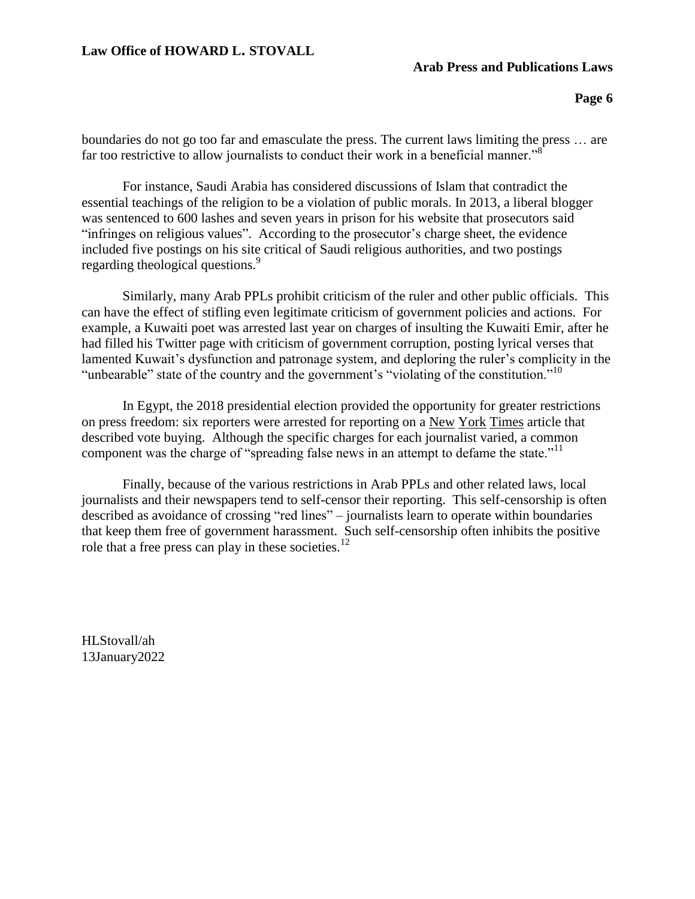boundaries do not go too far and emasculate the press. The current laws limiting the press … are far too restrictive to allow journalists to conduct their work in a beneficial manner."[8]

For instance, Saudi Arabia has considered discussions of Islam that contradict the essential teachings of the religion to be a violation of public morals. In 2013, a liberal blogger was sentenced to 600 lashes and seven years in prison for his website that prosecutors said "infringes on religious values". According to the prosecutor's charge sheet, the evidence included five postings on his site critical of Saudi religious authorities, and two postings regarding theological questions.[9]

Similarly, many Arab PPLs prohibit criticism of the ruler and other public officials. This can have the effect of stifling even legitimate criticism of government policies and actions. For example, a Kuwaiti poet was arrested last year on charges of insulting the Kuwaiti Emir, after he had filled his Twitter page with criticism of government corruption, posting lyrical verses that lamented Kuwait's dysfunction and patronage system, and deploring the ruler's complicity in the "unbearable" state of the country and the government's "violating of the constitution."[10]

In Egypt, the 2018 presidential election provided the opportunity for greater restrictions on press freedom: six reporters were arrested for reporting on a New York Times article that described vote buying. Although the specific charges for each journalist varied, a common component was the charge of "spreading false news in an attempt to defame the state."[11]

Finally, because of the various restrictions in Arab PPLs and other related laws, local journalists and their newspapers tend to self-censor their reporting. This self-censorship is often described as avoidance of crossing "red lines" – journalists learn to operate within boundaries that keep them free of government harassment. Such self-censorship often inhibits the positive role that a free press can play in these societies.[12]

HLStovall/ah
13January2022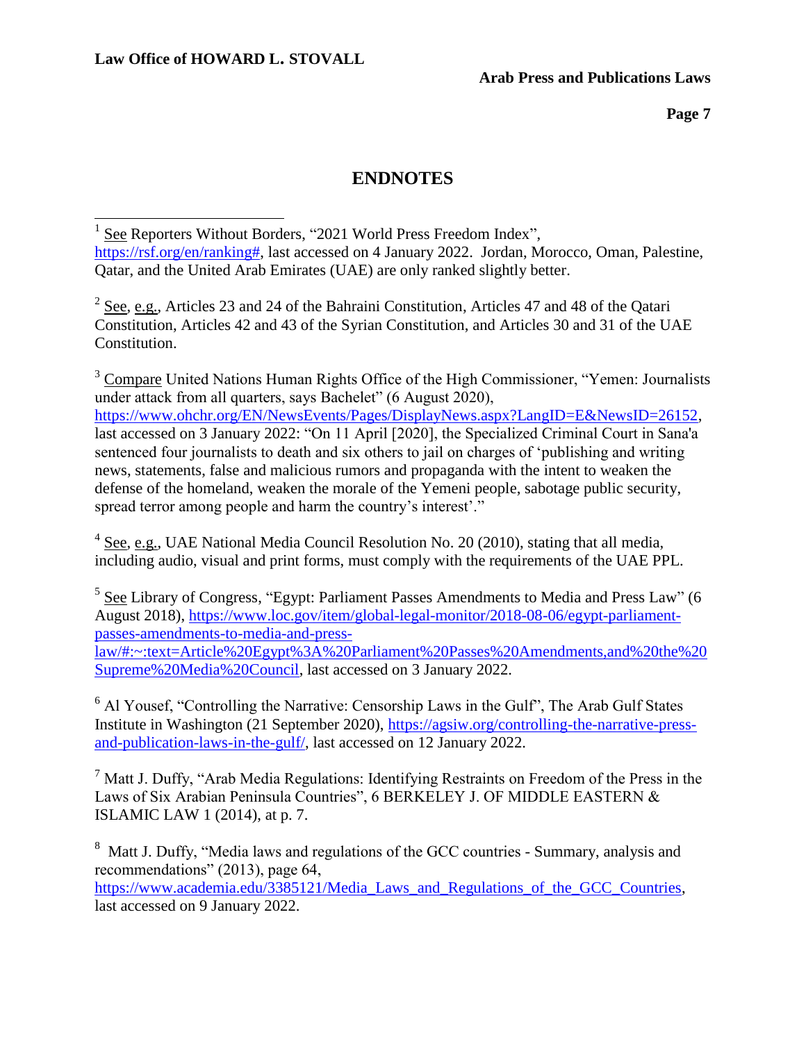# ENDNOTES

[1] See Reporters Without Borders, "2021 World Press Freedom Index", https://rsf.org/en/ranking#, last accessed on 4 January 2022. Jordan, Morocco, Oman, Palestine, Qatar, and the United Arab Emirates (UAE) are only ranked slightly better.

[2] See, e.g., Articles 23 and 24 of the Bahraini Constitution, Articles 47 and 48 of the Qatari Constitution, Articles 42 and 43 of the Syrian Constitution, and Articles 30 and 31 of the UAE Constitution.

[3] Compare United Nations Human Rights Office of the High Commissioner, "Yemen: Journalists under attack from all quarters, says Bachelet" (6 August 2020), https://www.ohchr.org/EN/NewsEvents/Pages/DisplayNews.aspx?LangID=E&NewsID=26152, last accessed on 3 January 2022: "On 11 April [2020], the Specialized Criminal Court in Sana'a sentenced four journalists to death and six others to jail on charges of 'publishing and writing news, statements, false and malicious rumors and propaganda with the intent to weaken the defense of the homeland, weaken the morale of the Yemeni people, sabotage public security, spread terror among people and harm the country's interest'."

[4] See, e.g., UAE National Media Council Resolution No. 20 (2010), stating that all media, including audio, visual and print forms, must comply with the requirements of the UAE PPL.

[5] See Library of Congress, "Egypt: Parliament Passes Amendments to Media and Press Law" (6 August 2018), https://www.loc.gov/item/global-legal-monitor/2018-08-06/egypt-parliament-passes-amendments-to-media-and-press-law/#:~:text=Article%20Egypt%3A%20Parliament%20Passes%20Amendments,and%20the%20Supreme%20Media%20Council, last accessed on 3 January 2022.

[6] Al Yousef, "Controlling the Narrative: Censorship Laws in the Gulf", The Arab Gulf States Institute in Washington (21 September 2020), https://agsiw.org/controlling-the-narrative-press-and-publication-laws-in-the-gulf/, last accessed on 12 January 2022.

[7] Matt J. Duffy, "Arab Media Regulations: Identifying Restraints on Freedom of the Press in the Laws of Six Arabian Peninsula Countries", 6 BERKELEY J. OF MIDDLE EASTERN & ISLAMIC LAW 1 (2014), at p. 7.

[8] Matt J. Duffy, "Media laws and regulations of the GCC countries - Summary, analysis and recommendations" (2013), page 64, https://www.academia.edu/3385121/Media_Laws_and_Regulations_of_the_GCC_Countries, last accessed on 9 January 2022.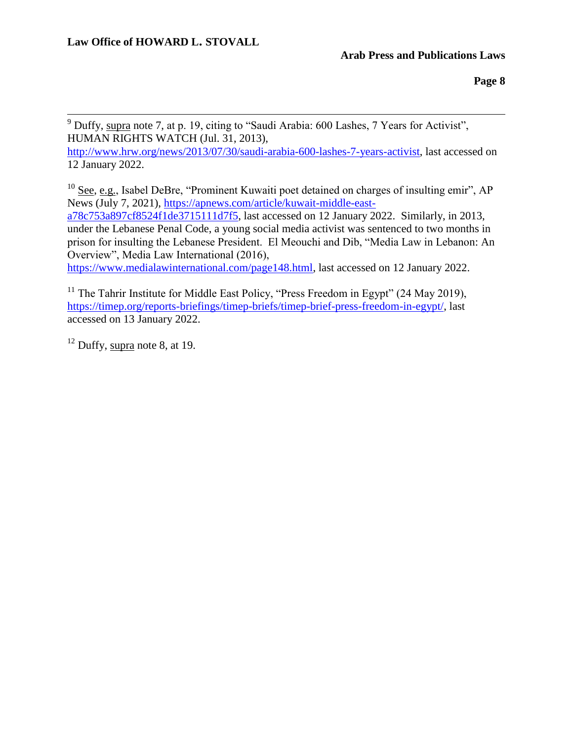[9] Duffy, supra note 7, at p. 19, citing to "Saudi Arabia: 600 Lashes, 7 Years for Activist", HUMAN RIGHTS WATCH (Jul. 31, 2013), http://www.hrw.org/news/2013/07/30/saudi-arabia-600-lashes-7-years-activist, last accessed on 12 January 2022.

[10] See, e.g., Isabel DeBre, "Prominent Kuwaiti poet detained on charges of insulting emir", AP News (July 7, 2021), https://apnews.com/article/kuwait-middle-east-a78c753a897cf8524f1de3715111d7f5, last accessed on 12 January 2022. Similarly, in 2013, under the Lebanese Penal Code, a young social media activist was sentenced to two months in prison for insulting the Lebanese President. El Meouchi and Dib, "Media Law in Lebanon: An Overview", Media Law International (2016), https://www.medialawinternational.com/page148.html, last accessed on 12 January 2022.

[11] The Tahrir Institute for Middle East Policy, "Press Freedom in Egypt" (24 May 2019), https://timep.org/reports-briefings/timep-briefs/timep-brief-press-freedom-in-egypt/, last accessed on 13 January 2022.

[12] Duffy, supra note 8, at 19.